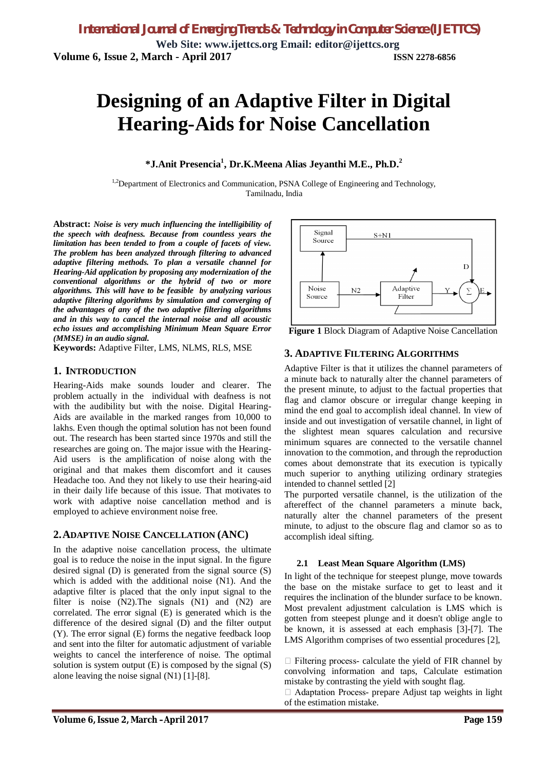# Designing of an Adaptive Filter in Digital Hearing-Aids for Noise Cancellation

**\*J.Anit Presencia[1], Dr.K.Meena Alias Jeyanthi M.E., Ph.D.[2]**

[1,2]Department of Electronics and Communication, PSNA College of Engineering and Technology, Tamilnadu, India

**Abstract:** ***Noise is very much influencing the intelligibility of the speech with deafness. Because from countless years the limitation has been tended to from a couple of facets of view. The problem has been analyzed through filtering to advanced adaptive filtering methods. To plan a versatile channel for Hearing-Aid application by proposing any modernization of the conventional algorithms or the hybrid of two or more algorithms. This will have to be feasible by analyzing various adaptive filtering algorithms by simulation and converging of the advantages of any of the two adaptive filtering algorithms and in this way to cancel the internal noise and all acoustic echo issues and accomplishing Minimum Mean Square Error (MMSE) in an audio signal.***

**Keywords:** Adaptive Filter, LMS, NLMS, RLS, MSE

## 1. INTRODUCTION

Hearing-Aids make sounds louder and clearer. The problem actually in the individual with deafness is not with the audibility but with the noise. Digital Hearing-Aids are available in the marked ranges from 10,000 to lakhs. Even though the optimal solution has not been found out. The research has been started since 1970s and still the researches are going on. The major issue with the Hearing-Aid users is the amplification of noise along with the original and that makes them discomfort and it causes Headache too. And they not likely to use their hearing-aid in their daily life because of this issue. That motivates to work with adaptive noise cancellation method and is employed to achieve environment noise free.

## 2. ADAPTIVE NOISE CANCELLATION (ANC)

In the adaptive noise cancellation process, the ultimate goal is to reduce the noise in the input signal. In the figure desired signal (D) is generated from the signal source (S) which is added with the additional noise (N1). And the adaptive filter is placed that the only input signal to the filter is noise (N2).The signals (N1) and (N2) are correlated. The error signal (E) is generated which is the difference of the desired signal (D) and the filter output (Y). The error signal (E) forms the negative feedback loop and sent into the filter for automatic adjustment of variable weights to cancel the interference of noise. The optimal solution is system output (E) is composed by the signal (S) alone leaving the noise signal (N1) [1]-[8].

**Figure 1** Block Diagram of Adaptive Noise Cancellation

## 3. ADAPTIVE FILTERING ALGORITHMS

Adaptive Filter is that it utilizes the channel parameters of a minute back to naturally alter the channel parameters of the present minute, to adjust to the factual properties that flag and clamor obscure or irregular change keeping in mind the end goal to accomplish ideal channel. In view of inside and out investigation of versatile channel, in light of the slightest mean squares calculation and recursive minimum squares are connected to the versatile channel innovation to the commotion, and through the reproduction comes about demonstrate that its execution is typically much superior to anything utilizing ordinary strategies intended to channel settled [2]

The purported versatile channel, is the utilization of the aftereffect of the channel parameters a minute back, naturally alter the channel parameters of the present minute, to adjust to the obscure flag and clamor so as to accomplish ideal sifting.

### 2.1 Least Mean Square Algorithm (LMS)

In light of the technique for steepest plunge, move towards the base on the mistake surface to get to least and it requires the inclination of the blunder surface to be known. Most prevalent adjustment calculation is LMS which is gotten from steepest plunge and it doesn't oblige angle to be known, it is assessed at each emphasis [3]-[7]. The LMS Algorithm comprises of two essential procedures [2],

- Filtering process- calculate the yield of FIR channel by convolving information and taps, Calculate estimation mistake by contrasting the yield with sought flag.
- Adaptation Process- prepare Adjust tap weights in light of the estimation mistake.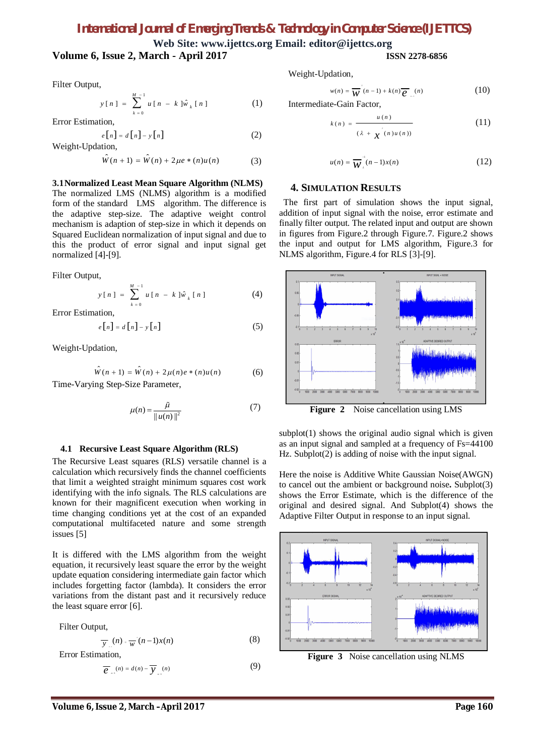Filter Output,

$$y[n] = \sum_{k=0}^{M-1} u[n-k]\hat{w}_k[n] \qquad (1)$$

Error Estimation,

$$e[n] = d[n] - y[n] \qquad (2)$$

Weight-Updation,

$$\hat{W}(n+1) = \hat{W}(n) + 2\mu e*(n)u(n) \qquad (3)$$

### 3.1 Normalized Least Mean Square Algorithm (NLMS)

The normalized LMS (NLMS) algorithm is a modified form of the standard LMS algorithm. The difference is the adaptive step-size. The adaptive weight control mechanism is adaption of step-size in which it depends on Squared Euclidean normalization of input signal and due to this the product of error signal and input signal get normalized [4]-[9].

Filter Output,

$$y[n] = \sum_{k=0}^{M-1} u[n-k]\hat{w}_k[n] \qquad (4)$$

Error Estimation,

$$e[n] = d[n] - y[n] \qquad (5)$$

Weight-Updation,

$$\hat{W}(n+1) = \hat{W}(n) + 2\mu(n)e*(n)u(n) \qquad (6)$$

Time-Varying Step-Size Parameter,

$$\mu(n) = \frac{\tilde{\mu}}{\|u(n)\|^2} \qquad (7)$$

### 4.1 Recursive Least Square Algorithm (RLS)

The Recursive Least squares (RLS) versatile channel is a calculation which recursively finds the channel coefficients that limit a weighted straight minimum squares cost work identifying with the info signals. The RLS calculations are known for their magnificent execution when working in time changing conditions yet at the cost of an expanded computational multifaceted nature and some strength issues [5]

It is differed with the LMS algorithm from the weight equation, it recursively least square the error by the weight update equation considering intermediate gain factor which includes forgetting factor (lambda). It considers the error variations from the distant past and it recursively reduce the least square error [6].

Filter Output,

$$\overline{y}_{n-1}(n) = \overline{w}^{'}(n-1)x(n) \qquad (8)$$

Error Estimation,

$$\overline{e}_{n-1}(n) = d(n) - \overline{y}_{n-1}(n) \qquad (9)$$

Weight-Updation,

$$w(n) = \overline{w}^{'}(n-1) + k(n)\overline{e}_{n-1}(n) \qquad (10)$$

Intermediate-Gain Factor,

$$k(n) = \frac{u(n)}{(\lambda + x^{'}(n)u(n))} \qquad (11)$$

$$u(n) = \overline{w}_{\lambda}^{-1}(n-1)x(n) \qquad (12)$$

## 4. Simulation Results

The first part of simulation shows the input signal, addition of input signal with the noise, error estimate and finally filter output. The related input and output are shown in figures from Figure.2 through Figure.7. Figure.2 shows the input and output for LMS algorithm, Figure.3 for NLMS algorithm, Figure.4 for RLS [3]-[9].

**Figure 2** Noise cancellation using LMS

subplot(1) shows the original audio signal which is given as an input signal and sampled at a frequency of Fs=44100 Hz. Subplot(2) is adding of noise with the input signal.

Here the noise is Additive White Gaussian Noise(AWGN) to cancel out the ambient or background noise**.** Subplot(3) shows the Error Estimate, which is the difference of the original and desired signal. And Subplot(4) shows the Adaptive Filter Output in response to an input signal.

**Figure 3** Noise cancellation using NLMS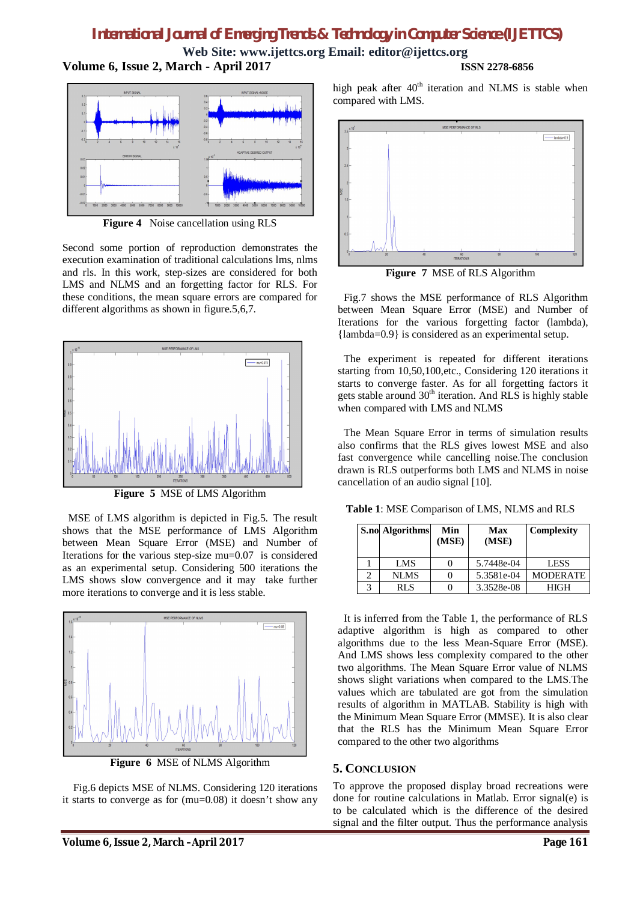**Figure 4** Noise cancellation using RLS

Second some portion of reproduction demonstrates the execution examination of traditional calculations lms, nlms and rls. In this work, step-sizes are considered for both LMS and NLMS and an forgetting factor for RLS. For these conditions, the mean square errors are compared for different algorithms as shown in figure.5,6,7.

**Figure 5** MSE of LMS Algorithm

MSE of LMS algorithm is depicted in Fig.5. The result shows that the MSE performance of LMS Algorithm between Mean Square Error (MSE) and Number of Iterations for the various step-size mu=0.07 is considered as an experimental setup. Considering 500 iterations the LMS shows slow convergence and it may take further more iterations to converge and it is less stable.

**Figure 6** MSE of NLMS Algorithm

Fig.6 depicts MSE of NLMS. Considering 120 iterations it starts to converge as for (mu=0.08) it doesn't show any high peak after 40th iteration and NLMS is stable when compared with LMS.

**Figure 7** MSE of RLS Algorithm

Fig.7 shows the MSE performance of RLS Algorithm between Mean Square Error (MSE) and Number of Iterations for the various forgetting factor (lambda), {lambda=0.9} is considered as an experimental setup.

The experiment is repeated for different iterations starting from 10,50,100,etc., Considering 120 iterations it starts to converge faster. As for all forgetting factors it gets stable around 30th iteration. And RLS is highly stable when compared with LMS and NLMS

The Mean Square Error in terms of simulation results also confirms that the RLS gives lowest MSE and also fast convergence while cancelling noise.The conclusion drawn is RLS outperforms both LMS and NLMS in noise cancellation of an audio signal [10].

**Table 1**: MSE Comparison of LMS, NLMS and RLS

| S.no | Algorithms | Min (MSE) | Max (MSE) | Complexity |
|---|---|---|---|---|
| 1 | LMS | 0 | 5.7448e-04 | LESS |
| 2 | NLMS | 0 | 5.3581e-04 | MODERATE |
| 3 | RLS | 0 | 3.3528e-08 | HIGH |

It is inferred from the Table 1, the performance of RLS adaptive algorithm is high as compared to other algorithms due to the less Mean-Square Error (MSE). And LMS shows less complexity compared to the other two algorithms. The Mean Square Error value of NLMS shows slight variations when compared to the LMS.The values which are tabulated are got from the simulation results of algorithm in MATLAB. Stability is high with the Minimum Mean Square Error (MMSE). It is also clear that the RLS has the Minimum Mean Square Error compared to the other two algorithms

## 5. Conclusion

To approve the proposed display broad recreations were done for routine calculations in Matlab. Error signal(e) is to be calculated which is the difference of the desired signal and the filter output. Thus the performance analysis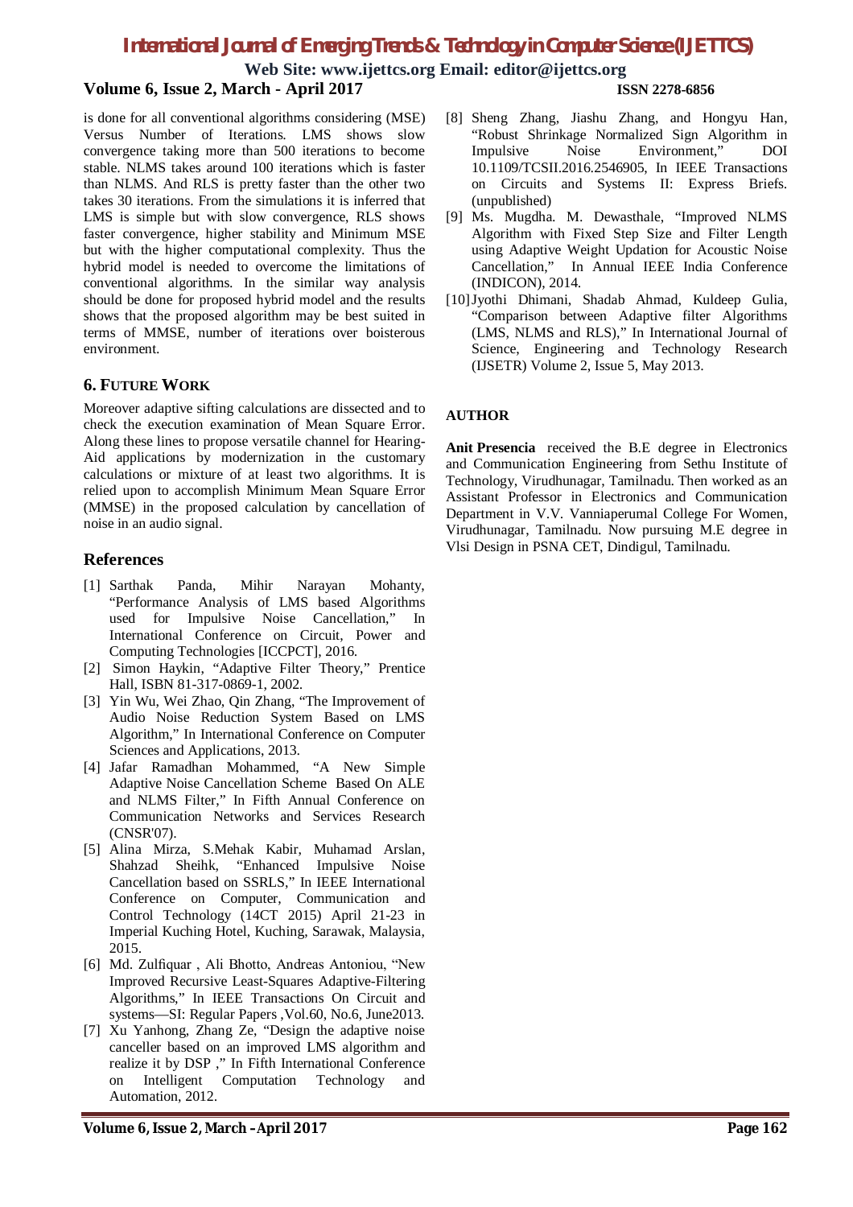is done for all conventional algorithms considering (MSE) Versus Number of Iterations. LMS shows slow convergence taking more than 500 iterations to become stable. NLMS takes around 100 iterations which is faster than NLMS. And RLS is pretty faster than the other two takes 30 iterations. From the simulations it is inferred that LMS is simple but with slow convergence, RLS shows faster convergence, higher stability and Minimum MSE but with the higher computational complexity. Thus the hybrid model is needed to overcome the limitations of conventional algorithms. In the similar way analysis should be done for proposed hybrid model and the results shows that the proposed algorithm may be best suited in terms of MMSE, number of iterations over boisterous environment.

## 6. Future Work

Moreover adaptive sifting calculations are dissected and to check the execution examination of Mean Square Error. Along these lines to propose versatile channel for Hearing-Aid applications by modernization in the customary calculations or mixture of at least two algorithms. It is relied upon to accomplish Minimum Mean Square Error (MMSE) in the proposed calculation by cancellation of noise in an audio signal.

## References

[1] Sarthak Panda, Mihir Narayan Mohanty, "Performance Analysis of LMS based Algorithms used for Impulsive Noise Cancellation," In International Conference on Circuit, Power and Computing Technologies [ICCPCT], 2016.

[2] Simon Haykin, "Adaptive Filter Theory," Prentice Hall, ISBN 81-317-0869-1, 2002.

[3] Yin Wu, Wei Zhao, Qin Zhang, "The Improvement of Audio Noise Reduction System Based on LMS Algorithm," In International Conference on Computer Sciences and Applications, 2013.

[4] Jafar Ramadhan Mohammed, "A New Simple Adaptive Noise Cancellation Scheme Based On ALE and NLMS Filter," In Fifth Annual Conference on Communication Networks and Services Research (CNSR'07).

[5] Alina Mirza, S.Mehak Kabir, Muhamad Arslan, Shahzad Sheihk, "Enhanced Impulsive Noise Cancellation based on SSRLS," In IEEE International Conference on Computer, Communication and Control Technology (14CT 2015) April 21-23 in Imperial Kuching Hotel, Kuching, Sarawak, Malaysia, 2015.

[6] Md. Zulfiquar , Ali Bhotto, Andreas Antoniou, "New Improved Recursive Least-Squares Adaptive-Filtering Algorithms," In IEEE Transactions On Circuit and systems—SI: Regular Papers ,Vol.60, No.6, June2013.

[7] Xu Yanhong, Zhang Ze, "Design the adaptive noise canceller based on an improved LMS algorithm and realize it by DSP ," In Fifth International Conference on Intelligent Computation Technology and Automation, 2012.

[8] Sheng Zhang, Jiashu Zhang, and Hongyu Han, "Robust Shrinkage Normalized Sign Algorithm in Impulsive Noise Environment," DOI 10.1109/TCSII.2016.2546905, In IEEE Transactions on Circuits and Systems II: Express Briefs. (unpublished)

[9] Ms. Mugdha. M. Dewasthale, "Improved NLMS Algorithm with Fixed Step Size and Filter Length using Adaptive Weight Updation for Acoustic Noise Cancellation," In Annual IEEE India Conference (INDICON), 2014.

[10] Jyothi Dhimani, Shadab Ahmad, Kuldeep Gulia, "Comparison between Adaptive filter Algorithms (LMS, NLMS and RLS)," In International Journal of Science, Engineering and Technology Research (IJSETR) Volume 2, Issue 5, May 2013.

## AUTHOR

**Anit Presencia** received the B.E degree in Electronics and Communication Engineering from Sethu Institute of Technology, Virudhunagar, Tamilnadu. Then worked as an Assistant Professor in Electronics and Communication Department in V.V. Vanniaperumal College For Women, Virudhunagar, Tamilnadu. Now pursuing M.E degree in Vlsi Design in PSNA CET, Dindigul, Tamilnadu.